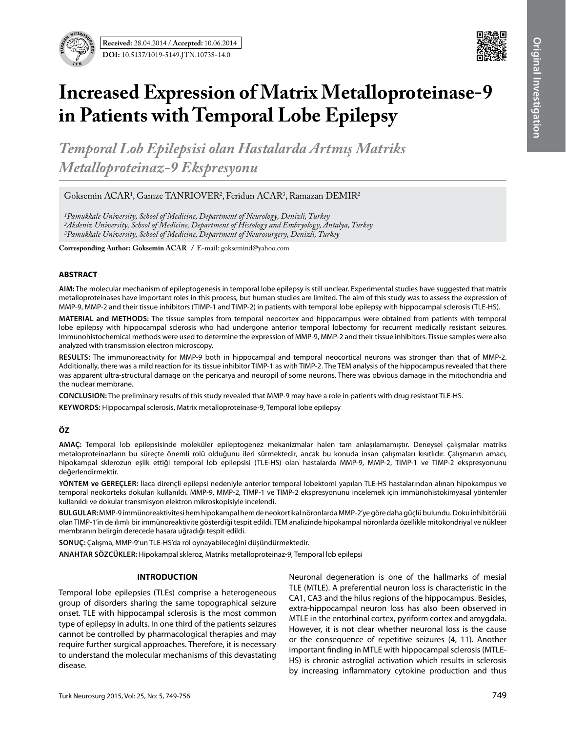**Received:** 28.04.2014 / **Accepted:** 10.06.2014

**DOI:** 10.5137/1019-5149.JTN.10738-14.0

Original Investigation

# Increased Expression of Matrix Metalloproteinase-9 in Patients with Temporal Lobe Epilepsy

## *Temporal Lob Epilepsisi olan Hastalarda Artmış Matriks Metalloproteinaz-9 Ekspresyonu*

Goksemin ACAR[1], Gamze TANRIOVER[2], Feridun ACAR[3], Ramazan DEMIR[2]

*[1]Pamukkale University, School of Medicine, Department of Neurology, Denizli, Turkey*
*[2]Akdeniz University, School of Medicine, Department of Histology and Embryology, Antalya, Turkey*
*[3]Pamukkale University, School of Medicine, Department of Neurosurgery, Denizli, Turkey*

**Corresponding Author: Goksemin ACAR /** E-mail: goksemind@yahoo.com

### ABSTRACT

**AIM:** The molecular mechanism of epileptogenesis in temporal lobe epilepsy is still unclear. Experimental studies have suggested that matrix metalloproteinases have important roles in this process, but human studies are limited. The aim of this study was to assess the expression of MMP-9, MMP-2 and their tissue inhibitors (TIMP-1 and TIMP-2) in patients with temporal lobe epilepsy with hippocampal sclerosis (TLE-HS).

**MATERIAL and METHODS:** The tissue samples from temporal neocortex and hippocampus were obtained from patients with temporal lobe epilepsy with hippocampal sclerosis who had undergone anterior temporal lobectomy for recurrent medically resistant seizures. Immunohistochemical methods were used to determine the expression of MMP-9, MMP-2 and their tissue inhibitors. Tissue samples were also analyzed with transmission electron microscopy.

**RESULTS:** The immunoreactivity for MMP-9 both in hippocampal and temporal neocortical neurons was stronger than that of MMP-2. Additionally, there was a mild reaction for its tissue inhibitor TIMP-1 as with TIMP-2. The TEM analysis of the hippocampus revealed that there was apparent ultra-structural damage on the pericarya and neuropil of some neurons. There was obvious damage in the mitochondria and the nuclear membrane.

**CONCLUSION:** The preliminary results of this study revealed that MMP-9 may have a role in patients with drug resistant TLE-HS.

**KEYWORDS:** Hippocampal sclerosis, Matrix metalloproteinase-9, Temporal lobe epilepsy

### ÖZ

**AMAÇ:** Temporal lob epilepsisinde moleküler epileptogenez mekanizmalar halen tam anlaşılamamıştır. Deneysel çalışmalar matriks metaloproteinazların bu süreçte önemli rolü olduğunu ileri sürmektedir, ancak bu konuda insan çalışmaları kısıtlıdır. Çalışmanın amacı, hipokampal sklerozun eşlik ettiği temporal lob epilepsisi (TLE-HS) olan hastalarda MMP-9, MMP-2, TIMP-1 ve TIMP-2 ekspresyonunu değerlendirmektir.

**YÖNTEM ve GEREÇLER:** İlaca dirençli epilepsi nedeniyle anterior temporal lobektomi yapılan TLE-HS hastalarından alınan hipokampus ve temporal neokorteks dokuları kullanıldı. MMP-9, MMP-2, TIMP-1 ve TIMP-2 ekspresyonunu incelemek için immünohistokimyasal yöntemler kullanıldı ve dokular transmisyon elektron mikroskopisiyle incelendi.

**BULGULAR:** MMP-9 immünoreaktivitesi hem hipokampal hem de neokortikal nöronlarda MMP-2'ye göre daha güçlü bulundu. Doku inhibitörüü olan TIMP-1'in de ılımlı bir immünoreaktivite gösterdiği tespit edildi. TEM analizinde hipokampal nöronlarda özellikle mitokondriyal ve nükleer membranın belirgin derecede hasara uğradığı tespit edildi.

**SONUÇ:** Çalışma, MMP-9'un TLE-HS'da rol oynayabileceğini düşündürmektedir.

**ANAHTAR SÖZCÜKLER:** Hipokampal skleroz, Matriks metalloproteinaz-9, Temporal lob epilepsi

### INTRODUCTION

Temporal lobe epilepsies (TLEs) comprise a heterogeneous group of disorders sharing the same topographical seizure onset. TLE with hippocampal sclerosis is the most common type of epilepsy in adults. In one third of the patients seizures cannot be controlled by pharmacological therapies and may require further surgical approaches. Therefore, it is necessary to understand the molecular mechanisms of this devastating disease.

Neuronal degeneration is one of the hallmarks of mesial TLE (MTLE). A preferential neuron loss is characteristic in the CA1, CA3 and the hilus regions of the hippocampus. Besides, extra-hippocampal neuron loss has also been observed in MTLE in the entorhinal cortex, pyriform cortex and amygdala. However, it is not clear whether neuronal loss is the cause or the consequence of repetitive seizures (4, 11). Another important finding in MTLE with hippocampal sclerosis (MTLE-HS) is chronic astroglial activation which results in sclerosis by increasing inflammatory cytokine production and thus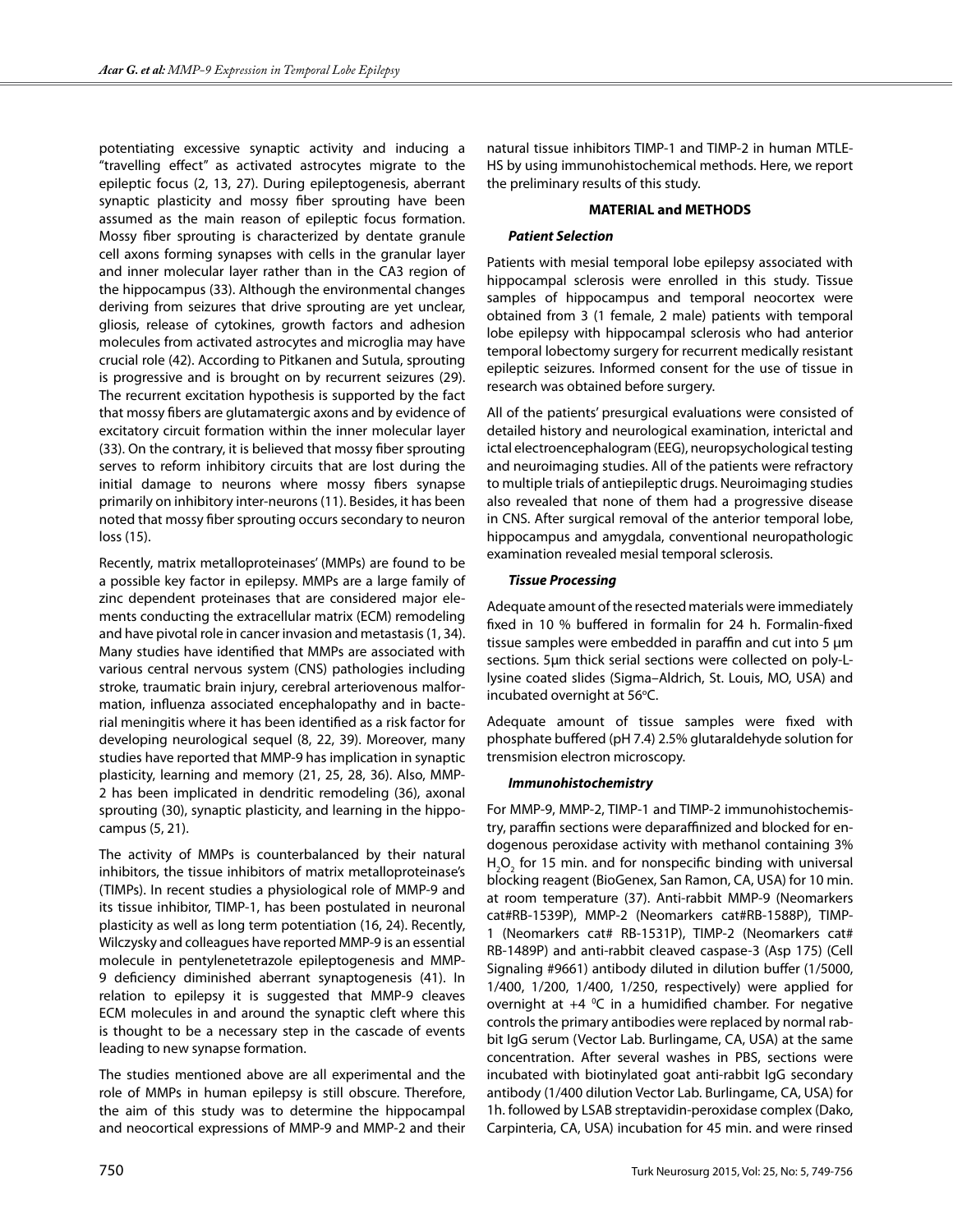potentiating excessive synaptic activity and inducing a "travelling effect" as activated astrocytes migrate to the epileptic focus (2, 13, 27). During epileptogenesis, aberrant synaptic plasticity and mossy fiber sprouting have been assumed as the main reason of epileptic focus formation. Mossy fiber sprouting is characterized by dentate granule cell axons forming synapses with cells in the granular layer and inner molecular layer rather than in the CA3 region of the hippocampus (33). Although the environmental changes deriving from seizures that drive sprouting are yet unclear, gliosis, release of cytokines, growth factors and adhesion molecules from activated astrocytes and microglia may have crucial role (42). According to Pitkanen and Sutula, sprouting is progressive and is brought on by recurrent seizures (29). The recurrent excitation hypothesis is supported by the fact that mossy fibers are glutamatergic axons and by evidence of excitatory circuit formation within the inner molecular layer (33). On the contrary, it is believed that mossy fiber sprouting serves to reform inhibitory circuits that are lost during the initial damage to neurons where mossy fibers synapse primarily on inhibitory inter-neurons (11). Besides, it has been noted that mossy fiber sprouting occurs secondary to neuron loss (15).

Recently, matrix metalloproteinases' (MMPs) are found to be a possible key factor in epilepsy. MMPs are a large family of zinc dependent proteinases that are considered major elements conducting the extracellular matrix (ECM) remodeling and have pivotal role in cancer invasion and metastasis (1, 34). Many studies have identified that MMPs are associated with various central nervous system (CNS) pathologies including stroke, traumatic brain injury, cerebral arteriovenous malformation, influenza associated encephalopathy and in bacterial meningitis where it has been identified as a risk factor for developing neurological sequel (8, 22, 39). Moreover, many studies have reported that MMP-9 has implication in synaptic plasticity, learning and memory (21, 25, 28, 36). Also, MMP-2 has been implicated in dendritic remodeling (36), axonal sprouting (30), synaptic plasticity, and learning in the hippocampus (5, 21).

The activity of MMPs is counterbalanced by their natural inhibitors, the tissue inhibitors of matrix metalloproteinase's (TIMPs). In recent studies a physiological role of MMP-9 and its tissue inhibitor, TIMP-1, has been postulated in neuronal plasticity as well as long term potentiation (16, 24). Recently, Wilczysky and colleagues have reported MMP-9 is an essential molecule in pentylenetetrazole epileptogenesis and MMP-9 deficiency diminished aberrant synaptogenesis (41). In relation to epilepsy it is suggested that MMP-9 cleaves ECM molecules in and around the synaptic cleft where this is thought to be a necessary step in the cascade of events leading to new synapse formation.

The studies mentioned above are all experimental and the role of MMPs in human epilepsy is still obscure. Therefore, the aim of this study was to determine the hippocampal and neocortical expressions of MMP-9 and MMP-2 and their natural tissue inhibitors TIMP-1 and TIMP-2 in human MTLE-HS by using immunohistochemical methods. Here, we report the preliminary results of this study.

## MATERIAL and METHODS

### *Patient Selection*

Patients with mesial temporal lobe epilepsy associated with hippocampal sclerosis were enrolled in this study. Tissue samples of hippocampus and temporal neocortex were obtained from 3 (1 female, 2 male) patients with temporal lobe epilepsy with hippocampal sclerosis who had anterior temporal lobectomy surgery for recurrent medically resistant epileptic seizures. Informed consent for the use of tissue in research was obtained before surgery.

All of the patients' presurgical evaluations were consisted of detailed history and neurological examination, interictal and ictal electroencephalogram (EEG), neuropsychological testing and neuroimaging studies. All of the patients were refractory to multiple trials of antiepileptic drugs. Neuroimaging studies also revealed that none of them had a progressive disease in CNS. After surgical removal of the anterior temporal lobe, hippocampus and amygdala, conventional neuropathologic examination revealed mesial temporal sclerosis.

### *Tissue Processing*

Adequate amount of the resected materials were immediately fixed in 10 % buffered in formalin for 24 h. Formalin-fixed tissue samples were embedded in paraffin and cut into 5 µm sections. 5µm thick serial sections were collected on poly-L-lysine coated slides (Sigma–Aldrich, St. Louis, MO, USA) and incubated overnight at 56°C.

Adequate amount of tissue samples were fixed with phosphate buffered (pH 7.4) 2.5% glutaraldehyde solution for trensmision electron microscopy.

### *Immunohistochemistry*

For MMP-9, MMP-2, TIMP-1 and TIMP-2 immunohistochemistry, paraffin sections were deparaffinized and blocked for endogenous peroxidase activity with methanol containing 3% $H_2O_2$ for 15 min. and for nonspecific binding with universal blocking reagent (BioGenex, San Ramon, CA, USA) for 10 min. at room temperature (37). Anti-rabbit MMP-9 (Neomarkers cat#RB-1539P), MMP-2 (Neomarkers cat#RB-1588P), TIMP-1 (Neomarkers cat# RB-1531P), TIMP-2 (Neomarkers cat# RB-1489P) and anti-rabbit cleaved caspase-3 (Asp 175) (Cell Signaling #9661) antibody diluted in dilution buffer (1/5000, 1/400, 1/200, 1/400, 1/250, respectively) were applied for overnight at +4 °C in a humidified chamber. For negative controls the primary antibodies were replaced by normal rabbit IgG serum (Vector Lab. Burlingame, CA, USA) at the same concentration. After several washes in PBS, sections were incubated with biotinylated goat anti-rabbit IgG secondary antibody (1/400 dilution Vector Lab. Burlingame, CA, USA) for 1h. followed by LSAB streptavidin-peroxidase complex (Dako, Carpinteria, CA, USA) incubation for 45 min. and were rinsed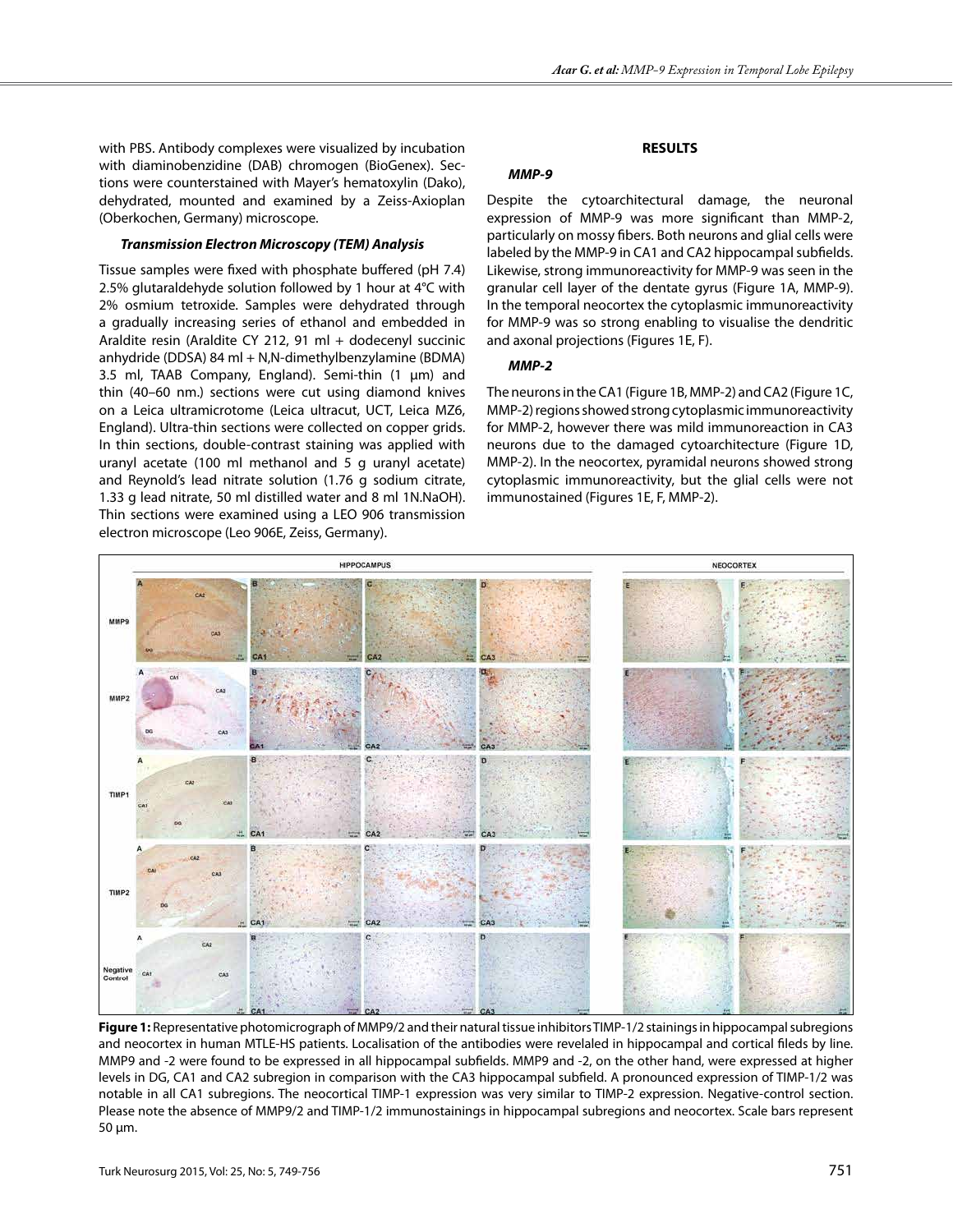with PBS. Antibody complexes were visualized by incubation with diaminobenzidine (DAB) chromogen (BioGenex). Sections were counterstained with Mayer's hematoxylin (Dako), dehydrated, mounted and examined by a Zeiss-Axioplan (Oberkochen, Germany) microscope.

### *Transmission Electron Microscopy (TEM) Analysis*

Tissue samples were fixed with phosphate buffered (pH 7.4) 2.5% glutaraldehyde solution followed by 1 hour at 4°C with 2% osmium tetroxide. Samples were dehydrated through a gradually increasing series of ethanol and embedded in Araldite resin (Araldite CY 212, 91 ml + dodecenyl succinic anhydride (DDSA) 84 ml + N,N-dimethylbenzylamine (BDMA) 3.5 ml, TAAB Company, England). Semi-thin (1 μm) and thin (40–60 nm.) sections were cut using diamond knives on a Leica ultramicrotome (Leica ultracut, UCT, Leica MZ6, England). Ultra-thin sections were collected on copper grids. In thin sections, double-contrast staining was applied with uranyl acetate (100 ml methanol and 5 g uranyl acetate) and Reynold's lead nitrate solution (1.76 g sodium citrate, 1.33 g lead nitrate, 50 ml distilled water and 8 ml 1N.NaOH). Thin sections were examined using a LEO 906 transmission electron microscope (Leo 906E, Zeiss, Germany).

## RESULTS

### *MMP-9*

Despite the cytoarchitectural damage, the neuronal expression of MMP-9 was more significant than MMP-2, particularly on mossy fibers. Both neurons and glial cells were labeled by the MMP-9 in CA1 and CA2 hippocampal subfields. Likewise, strong immunoreactivity for MMP-9 was seen in the granular cell layer of the dentate gyrus (Figure 1A, MMP-9). In the temporal neocortex the cytoplasmic immunoreactivity for MMP-9 was so strong enabling to visualise the dendritic and axonal projections (Figures 1E, F).

### *MMP-2*

The neurons in the CA1 (Figure 1B, MMP-2) and CA2 (Figure 1C, MMP-2) regions showed strong cytoplasmic immunoreactivity for MMP-2, however there was mild immunoreaction in CA3 neurons due to the damaged cytoarchitecture (Figure 1D, MMP-2). In the neocortex, pyramidal neurons showed strong cytoplasmic immunoreactivity, but the glial cells were not immunostained (Figures 1E, F, MMP-2).

**Figure 1:** Representative photomicrograph of MMP9/2 and their natural tissue inhibitors TIMP-1/2 stainings in hippocampal subregions and neocortex in human MTLE-HS patients. Localisation of the antibodies were revelaled in hippocampal and cortical fileds by line. MMP9 and -2 were found to be expressed in all hippocampal subfields. MMP9 and -2, on the other hand, were expressed at higher levels in DG, CA1 and CA2 subregion in comparison with the CA3 hippocampal subfield. A pronounced expression of TIMP-1/2 was notable in all CA1 subregions. The neocortical TIMP-1 expression was very similar to TIMP-2 expression. Negative-control section. Please note the absence of MMP9/2 and TIMP-1/2 immunostainings in hippocampal subregions and neocortex. Scale bars represent 50 μm.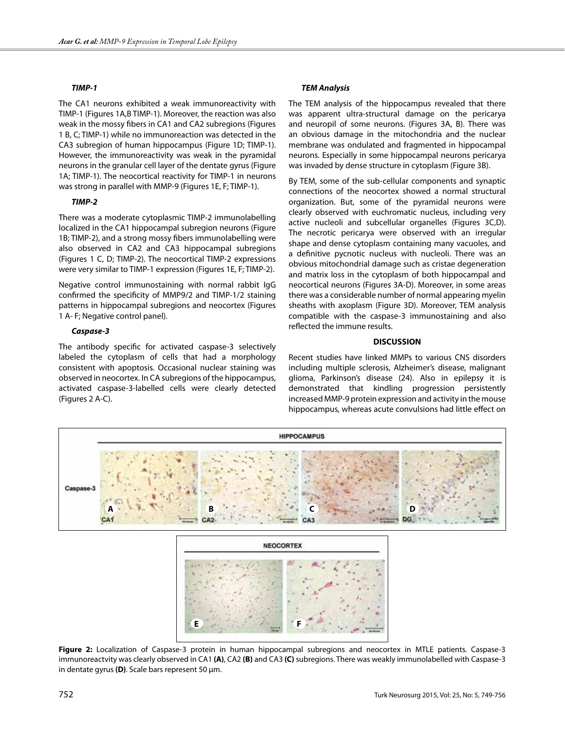#### TIMP-1

The CA1 neurons exhibited a weak immunoreactivity with TIMP-1 (Figures 1A,B TIMP-1). Moreover, the reaction was also weak in the mossy fibers in CA1 and CA2 subregions (Figures 1 B, C; TIMP-1) while no immunoreaction was detected in the CA3 subregion of human hippocampus (Figure 1D; TIMP-1). However, the immunoreactivity was weak in the pyramidal neurons in the granular cell layer of the dentate gyrus (Figure 1A; TIMP-1). The neocortical reactivity for TIMP-1 in neurons was strong in parallel with MMP-9 (Figures 1E, F; TIMP-1).

#### TIMP-2

There was a moderate cytoplasmic TIMP-2 immunolabelling localized in the CA1 hippocampal subregion neurons (Figure 1B; TIMP-2), and a strong mossy fibers immunolabelling were also observed in CA2 and CA3 hippocampal subregions (Figures 1 C, D; TIMP-2). The neocortical TIMP-2 expressions were very similar to TIMP-1 expression (Figures 1E, F; TIMP-2).

Negative control immunostaining with normal rabbit IgG confirmed the specificity of MMP9/2 and TIMP-1/2 staining patterns in hippocampal subregions and neocortex (Figures 1 A- F; Negative control panel).

#### Caspase-3

The antibody specific for activated caspase-3 selectively labeled the cytoplasm of cells that had a morphology consistent with apoptosis. Occasional nuclear staining was observed in neocortex. In CA subregions of the hippocampus, activated caspase-3-labelled cells were clearly detected (Figures 2 A-C).

#### TEM Analysis

The TEM analysis of the hippocampus revealed that there was apparent ultra-structural damage on the pericarya and neuropil of some neurons. (Figures 3A, B). There was an obvious damage in the mitochondria and the nuclear membrane was ondulated and fragmented in hippocampal neurons. Especially in some hippocampal neurons pericarya was invaded by dense structure in cytoplasm (Figure 3B).

By TEM, some of the sub-cellular components and synaptic connections of the neocortex showed a normal structural organization. But, some of the pyramidal neurons were clearly observed with euchromatic nucleus, including very active nucleoli and subcellular organelles (Figures 3C,D). The necrotic pericarya were observed with an irregular shape and dense cytoplasm containing many vacuoles, and a definitive pycnotic nucleus with nucleoli. There was an obvious mitochondrial damage such as cristae degeneration and matrix loss in the cytoplasm of both hippocampal and neocortical neurons (Figures 3A-D). Moreover, in some areas there was a considerable number of normal appearing myelin sheaths with axoplasm (Figure 3D). Moreover, TEM analysis compatible with the caspase-3 immunostaining and also reflected the immune results.

## DISCUSSION

Recent studies have linked MMPs to various CNS disorders including multiple sclerosis, Alzheimer's disease, malignant glioma, Parkinson's disease (24). Also in epilepsy it is demonstrated that kindling progression persistently increased MMP-9 protein expression and activity in the mouse hippocampus, whereas acute convulsions had little effect on

**Figure 2:** Localization of Caspase-3 protein in human hippocampal subregions and neocortex in MTLE patients. Caspase-3 immunoreactvity was clearly observed in CA1 **(A)**, CA2 **(B)** and CA3 **(C)** subregions. There was weakly immunolabelled with Caspase-3 in dentate gyrus **(D)**. Scale bars represent 50 µm.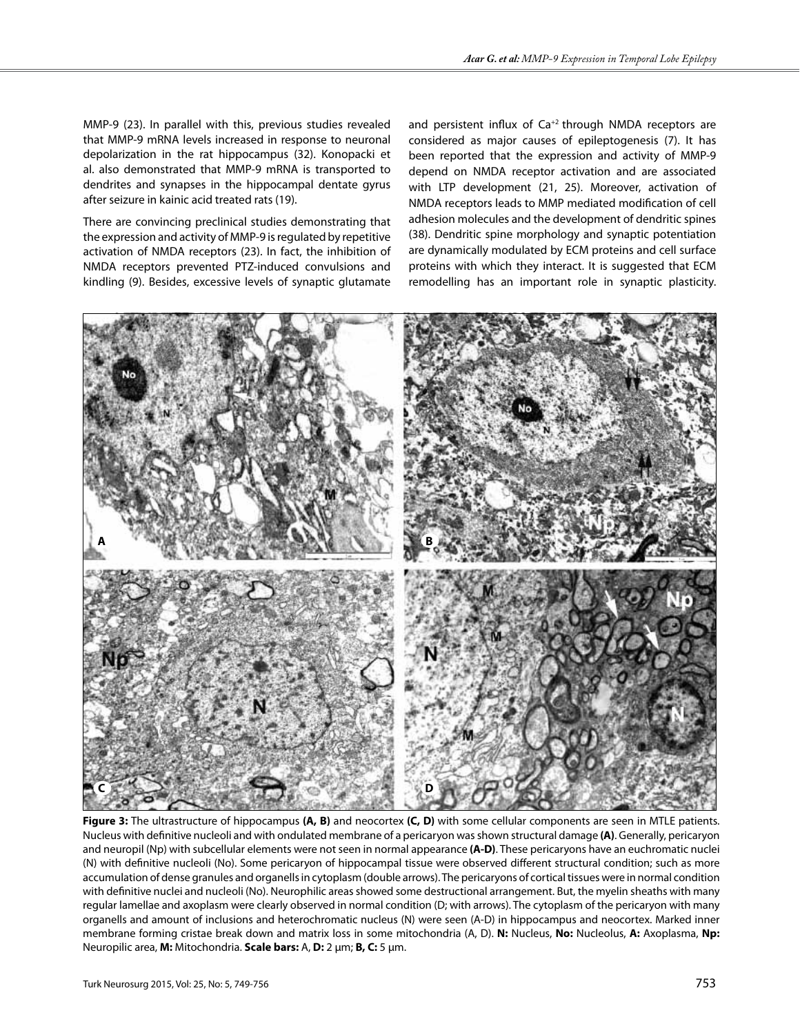MMP-9 (23). In parallel with this, previous studies revealed that MMP-9 mRNA levels increased in response to neuronal depolarization in the rat hippocampus (32). Konopacki et al. also demonstrated that MMP-9 mRNA is transported to dendrites and synapses in the hippocampal dentate gyrus after seizure in kainic acid treated rats (19).

There are convincing preclinical studies demonstrating that the expression and activity of MMP-9 is regulated by repetitive activation of NMDA receptors (23). In fact, the inhibition of NMDA receptors prevented PTZ-induced convulsions and kindling (9). Besides, excessive levels of synaptic glutamate and persistent influx of $Ca^{+2}$ through NMDA receptors are considered as major causes of epileptogenesis (7). It has been reported that the expression and activity of MMP-9 depend on NMDA receptor activation and are associated with LTP development (21, 25). Moreover, activation of NMDA receptors leads to MMP mediated modification of cell adhesion molecules and the development of dendritic spines (38). Dendritic spine morphology and synaptic potentiation are dynamically modulated by ECM proteins and cell surface proteins with which they interact. It is suggested that ECM remodelling has an important role in synaptic plasticity.

**Figure 3:** The ultrastructure of hippocampus **(A, B)** and neocortex **(C, D)** with some cellular components are seen in MTLE patients. Nucleus with definitive nucleoli and with ondulated membrane of a pericaryon was shown structural damage **(A)**. Generally, pericaryon and neuropil (Np) with subcellular elements were not seen in normal appearance **(A-D)**. These pericaryons have an euchromatic nuclei (N) with definitive nucleoli (No). Some pericaryon of hippocampal tissue were observed different structural condition; such as more accumulation of dense granules and organells in cytoplasm (double arrows). The pericaryons of cortical tissues were in normal condition with definitive nuclei and nucleoli (No). Neurophilic areas showed some destructional arrangement. But, the myelin sheaths with many regular lamellae and axoplasm were clearly observed in normal condition (D; with arrows). The cytoplasm of the pericaryon with many organells and amount of inclusions and heterochromatic nucleus (N) were seen (A-D) in hippocampus and neocortex. Marked inner membrane forming cristae break down and matrix loss in some mitochondria (A, D). **N:** Nucleus, **No:** Nucleolus, **A:** Axoplasma, **Np:** Neuropilic area, **M:** Mitochondria. **Scale bars:** A, **D:** 2 µm; **B, C:** 5 µm.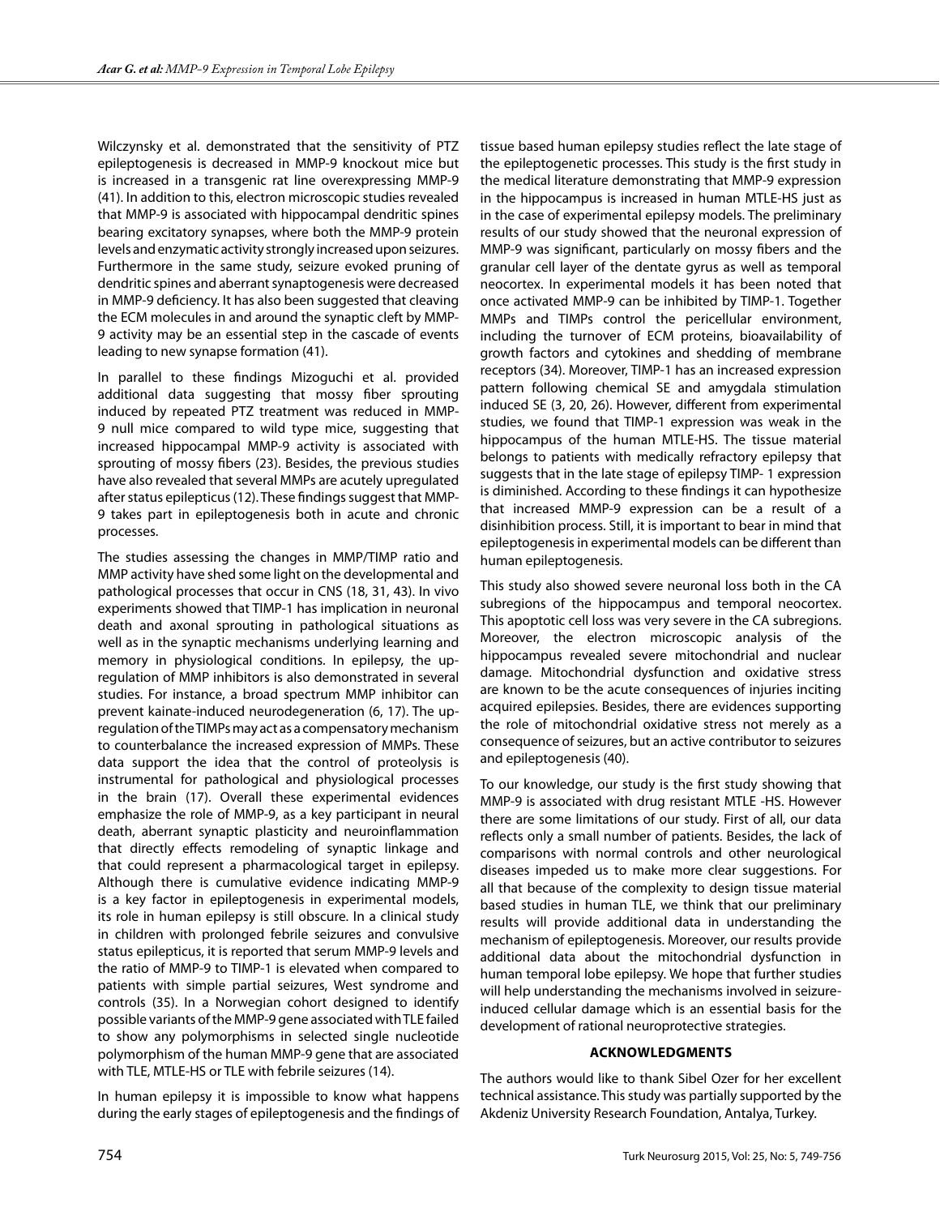Wilczynsky et al. demonstrated that the sensitivity of PTZ epileptogenesis is decreased in MMP-9 knockout mice but is increased in a transgenic rat line overexpressing MMP-9 (41). In addition to this, electron microscopic studies revealed that MMP-9 is associated with hippocampal dendritic spines bearing excitatory synapses, where both the MMP-9 protein levels and enzymatic activity strongly increased upon seizures. Furthermore in the same study, seizure evoked pruning of dendritic spines and aberrant synaptogenesis were decreased in MMP-9 deficiency. It has also been suggested that cleaving the ECM molecules in and around the synaptic cleft by MMP-9 activity may be an essential step in the cascade of events leading to new synapse formation (41).

In parallel to these findings Mizoguchi et al. provided additional data suggesting that mossy fiber sprouting induced by repeated PTZ treatment was reduced in MMP-9 null mice compared to wild type mice, suggesting that increased hippocampal MMP-9 activity is associated with sprouting of mossy fibers (23). Besides, the previous studies have also revealed that several MMPs are acutely upregulated after status epilepticus (12). These findings suggest that MMP-9 takes part in epileptogenesis both in acute and chronic processes.

The studies assessing the changes in MMP/TIMP ratio and MMP activity have shed some light on the developmental and pathological processes that occur in CNS (18, 31, 43). In vivo experiments showed that TIMP-1 has implication in neuronal death and axonal sprouting in pathological situations as well as in the synaptic mechanisms underlying learning and memory in physiological conditions. In epilepsy, the up-regulation of MMP inhibitors is also demonstrated in several studies. For instance, a broad spectrum MMP inhibitor can prevent kainate-induced neurodegeneration (6, 17). The up-regulation of the TIMPs may act as a compensatory mechanism to counterbalance the increased expression of MMPs. These data support the idea that the control of proteolysis is instrumental for pathological and physiological processes in the brain (17). Overall these experimental evidences emphasize the role of MMP-9, as a key participant in neural death, aberrant synaptic plasticity and neuroinflammation that directly effects remodeling of synaptic linkage and that could represent a pharmacological target in epilepsy. Although there is cumulative evidence indicating MMP-9 is a key factor in epileptogenesis in experimental models, its role in human epilepsy is still obscure. In a clinical study in children with prolonged febrile seizures and convulsive status epilepticus, it is reported that serum MMP-9 levels and the ratio of MMP-9 to TIMP-1 is elevated when compared to patients with simple partial seizures, West syndrome and controls (35). In a Norwegian cohort designed to identify possible variants of the MMP-9 gene associated with TLE failed to show any polymorphisms in selected single nucleotide polymorphism of the human MMP-9 gene that are associated with TLE, MTLE-HS or TLE with febrile seizures (14).

In human epilepsy it is impossible to know what happens during the early stages of epileptogenesis and the findings of tissue based human epilepsy studies reflect the late stage of the epileptogenetic processes. This study is the first study in the medical literature demonstrating that MMP-9 expression in the hippocampus is increased in human MTLE-HS just as in the case of experimental epilepsy models. The preliminary results of our study showed that the neuronal expression of MMP-9 was significant, particularly on mossy fibers and the granular cell layer of the dentate gyrus as well as temporal neocortex. In experimental models it has been noted that once activated MMP-9 can be inhibited by TIMP-1. Together MMPs and TIMPs control the pericellular environment, including the turnover of ECM proteins, bioavailability of growth factors and cytokines and shedding of membrane receptors (34). Moreover, TIMP-1 has an increased expression pattern following chemical SE and amygdala stimulation induced SE (3, 20, 26). However, different from experimental studies, we found that TIMP-1 expression was weak in the hippocampus of the human MTLE-HS. The tissue material belongs to patients with medically refractory epilepsy that suggests that in the late stage of epilepsy TIMP- 1 expression is diminished. According to these findings it can hypothesize that increased MMP-9 expression can be a result of a disinhibition process. Still, it is important to bear in mind that epileptogenesis in experimental models can be different than human epileptogenesis.

This study also showed severe neuronal loss both in the CA subregions of the hippocampus and temporal neocortex. This apoptotic cell loss was very severe in the CA subregions. Moreover, the electron microscopic analysis of the hippocampus revealed severe mitochondrial and nuclear damage. Mitochondrial dysfunction and oxidative stress are known to be the acute consequences of injuries inciting acquired epilepsies. Besides, there are evidences supporting the role of mitochondrial oxidative stress not merely as a consequence of seizures, but an active contributor to seizures and epileptogenesis (40).

To our knowledge, our study is the first study showing that MMP-9 is associated with drug resistant MTLE -HS. However there are some limitations of our study. First of all, our data reflects only a small number of patients. Besides, the lack of comparisons with normal controls and other neurological diseases impeded us to make more clear suggestions. For all that because of the complexity to design tissue material based studies in human TLE, we think that our preliminary results will provide additional data in understanding the mechanism of epileptogenesis. Moreover, our results provide additional data about the mitochondrial dysfunction in human temporal lobe epilepsy. We hope that further studies will help understanding the mechanisms involved in seizure-induced cellular damage which is an essential basis for the development of rational neuroprotective strategies.

## ACKNOWLEDGMENTS

The authors would like to thank Sibel Ozer for her excellent technical assistance. This study was partially supported by the Akdeniz University Research Foundation, Antalya, Turkey.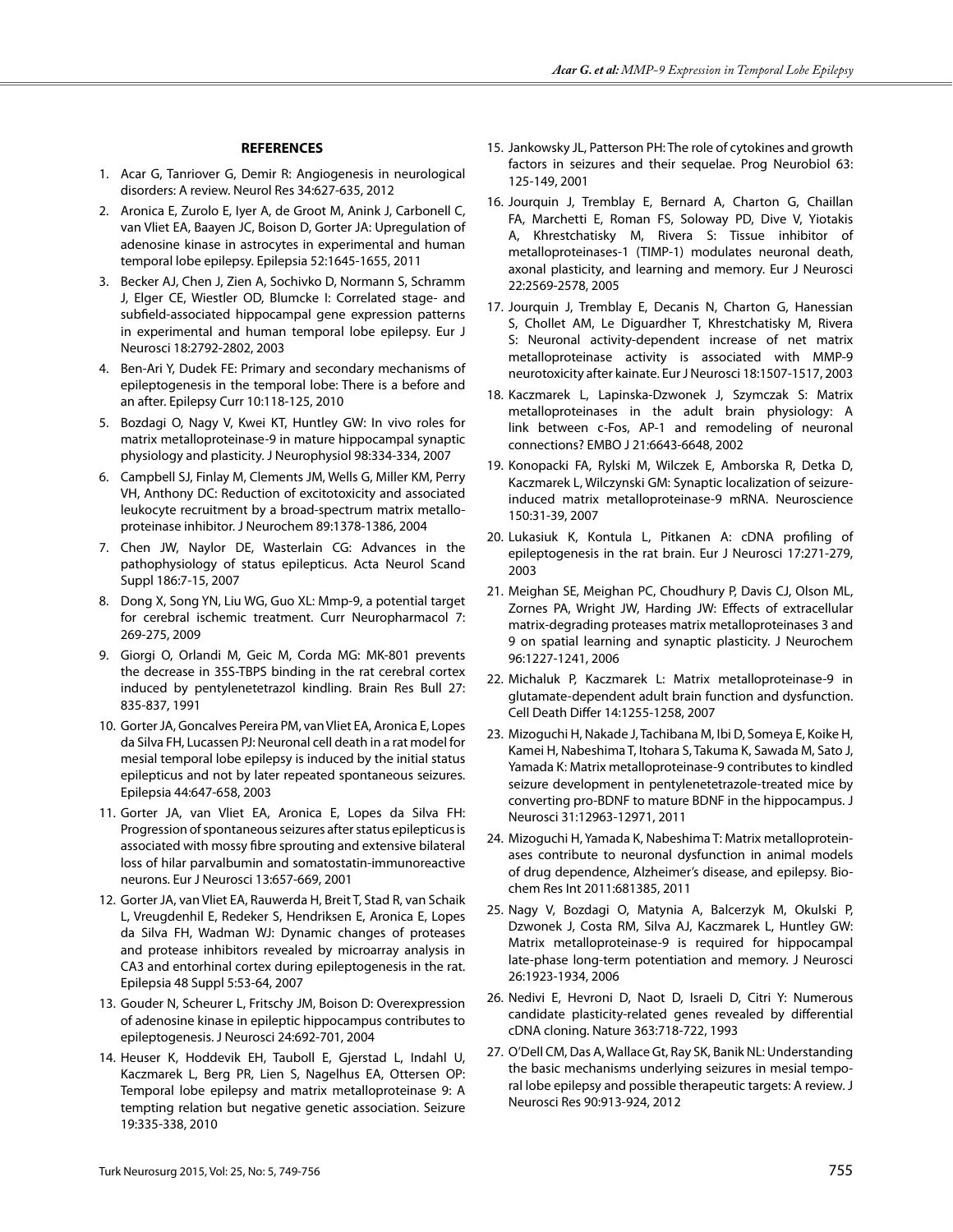## REFERENCES

1. Acar G, Tanriover G, Demir R: Angiogenesis in neurological disorders: A review. Neurol Res 34:627-635, 2012
2. Aronica E, Zurolo E, Iyer A, de Groot M, Anink J, Carbonell C, van Vliet EA, Baayen JC, Boison D, Gorter JA: Upregulation of adenosine kinase in astrocytes in experimental and human temporal lobe epilepsy. Epilepsia 52:1645-1655, 2011
3. Becker AJ, Chen J, Zien A, Sochivko D, Normann S, Schramm J, Elger CE, Wiestler OD, Blumcke I: Correlated stage- and subfield-associated hippocampal gene expression patterns in experimental and human temporal lobe epilepsy. Eur J Neurosci 18:2792-2802, 2003
4. Ben-Ari Y, Dudek FE: Primary and secondary mechanisms of epileptogenesis in the temporal lobe: There is a before and an after. Epilepsy Curr 10:118-125, 2010
5. Bozdagi O, Nagy V, Kwei KT, Huntley GW: In vivo roles for matrix metalloproteinase-9 in mature hippocampal synaptic physiology and plasticity. J Neurophysiol 98:334-334, 2007
6. Campbell SJ, Finlay M, Clements JM, Wells G, Miller KM, Perry VH, Anthony DC: Reduction of excitotoxicity and associated leukocyte recruitment by a broad-spectrum matrix metallo-proteinase inhibitor. J Neurochem 89:1378-1386, 2004
7. Chen JW, Naylor DE, Wasterlain CG: Advances in the pathophysiology of status epilepticus. Acta Neurol Scand Suppl 186:7-15, 2007
8. Dong X, Song YN, Liu WG, Guo XL: Mmp-9, a potential target for cerebral ischemic treatment. Curr Neuropharmacol 7: 269-275, 2009
9. Giorgi O, Orlandi M, Geic M, Corda MG: MK-801 prevents the decrease in 35S-TBPS binding in the rat cerebral cortex induced by pentylenetetrazol kindling. Brain Res Bull 27: 835-837, 1991
10. Gorter JA, Goncalves Pereira PM, van Vliet EA, Aronica E, Lopes da Silva FH, Lucassen PJ: Neuronal cell death in a rat model for mesial temporal lobe epilepsy is induced by the initial status epilepticus and not by later repeated spontaneous seizures. Epilepsia 44:647-658, 2003
11. Gorter JA, van Vliet EA, Aronica E, Lopes da Silva FH: Progression of spontaneous seizures after status epilepticus is associated with mossy fibre sprouting and extensive bilateral loss of hilar parvalbumin and somatostatin-immunoreactive neurons. Eur J Neurosci 13:657-669, 2001
12. Gorter JA, van Vliet EA, Rauwerda H, Breit T, Stad R, van Schaik L, Vreugdenhil E, Redeker S, Hendriksen E, Aronica E, Lopes da Silva FH, Wadman WJ: Dynamic changes of proteases and protease inhibitors revealed by microarray analysis in CA3 and entorhinal cortex during epileptogenesis in the rat. Epilepsia 48 Suppl 5:53-64, 2007
13. Gouder N, Scheurer L, Fritschy JM, Boison D: Overexpression of adenosine kinase in epileptic hippocampus contributes to epileptogenesis. J Neurosci 24:692-701, 2004
14. Heuser K, Hoddevik EH, Tauboll E, Gjerstad L, Indahl U, Kaczmarek L, Berg PR, Lien S, Nagelhus EA, Ottersen OP: Temporal lobe epilepsy and matrix metalloproteinase 9: A tempting relation but negative genetic association. Seizure 19:335-338, 2010
15. Jankowsky JL, Patterson PH: The role of cytokines and growth factors in seizures and their sequelae. Prog Neurobiol 63: 125-149, 2001
16. Jourquin J, Tremblay E, Bernard A, Charton G, Chaillan FA, Marchetti E, Roman FS, Soloway PD, Dive V, Yiotakis A, Khrestchatisky M, Rivera S: Tissue inhibitor of metalloproteinases-1 (TIMP-1) modulates neuronal death, axonal plasticity, and learning and memory. Eur J Neurosci 22:2569-2578, 2005
17. Jourquin J, Tremblay E, Decanis N, Charton G, Hanessian S, Chollet AM, Le Diguardher T, Khrestchatisky M, Rivera S: Neuronal activity-dependent increase of net matrix metalloproteinase activity is associated with MMP-9 neurotoxicity after kainate. Eur J Neurosci 18:1507-1517, 2003
18. Kaczmarek L, Lapinska-Dzwonek J, Szymczak S: Matrix metalloproteinases in the adult brain physiology: A link between c-Fos, AP-1 and remodeling of neuronal connections? EMBO J 21:6643-6648, 2002
19. Konopacki FA, Rylski M, Wilczek E, Amborska R, Detka D, Kaczmarek L, Wilczynski GM: Synaptic localization of seizure-induced matrix metalloproteinase-9 mRNA. Neuroscience 150:31-39, 2007
20. Lukasiuk K, Kontula L, Pitkanen A: cDNA profiling of epileptogenesis in the rat brain. Eur J Neurosci 17:271-279, 2003
21. Meighan SE, Meighan PC, Choudhury P, Davis CJ, Olson ML, Zornes PA, Wright JW, Harding JW: Effects of extracellular matrix-degrading proteases matrix metalloproteinases 3 and 9 on spatial learning and synaptic plasticity. J Neurochem 96:1227-1241, 2006
22. Michaluk P, Kaczmarek L: Matrix metalloproteinase-9 in glutamate-dependent adult brain function and dysfunction. Cell Death Differ 14:1255-1258, 2007
23. Mizoguchi H, Nakade J, Tachibana M, Ibi D, Someya E, Koike H, Kamei H, Nabeshima T, Itohara S, Takuma K, Sawada M, Sato J, Yamada K: Matrix metalloproteinase-9 contributes to kindled seizure development in pentylenetetrazole-treated mice by converting pro-BDNF to mature BDNF in the hippocampus. J Neurosci 31:12963-12971, 2011
24. Mizoguchi H, Yamada K, Nabeshima T: Matrix metalloproteinases contribute to neuronal dysfunction in animal models of drug dependence, Alzheimer's disease, and epilepsy. Biochem Res Int 2011:681385, 2011
25. Nagy V, Bozdagi O, Matynia A, Balcerzyk M, Okulski P, Dzwonek J, Costa RM, Silva AJ, Kaczmarek L, Huntley GW: Matrix metalloproteinase-9 is required for hippocampal late-phase long-term potentiation and memory. J Neurosci 26:1923-1934, 2006
26. Nedivi E, Hevroni D, Naot D, Israeli D, Citri Y: Numerous candidate plasticity-related genes revealed by differential cDNA cloning. Nature 363:718-722, 1993
27. O'Dell CM, Das A, Wallace Gt, Ray SK, Banik NL: Understanding the basic mechanisms underlying seizures in mesial temporal lobe epilepsy and possible therapeutic targets: A review. J Neurosci Res 90:913-924, 2012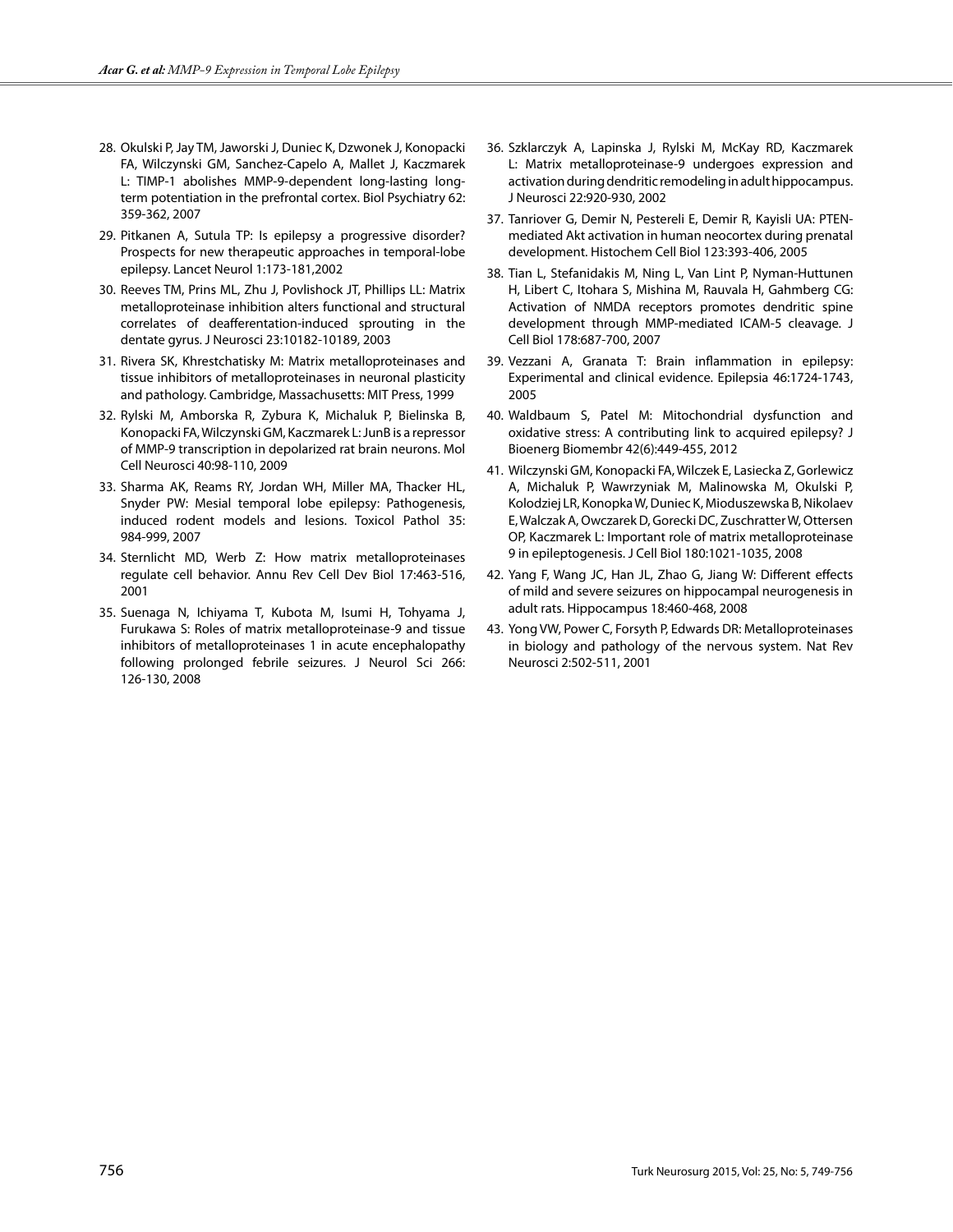28. Okulski P, Jay TM, Jaworski J, Duniec K, Dzwonek J, Konopacki FA, Wilczynski GM, Sanchez-Capelo A, Mallet J, Kaczmarek L: TIMP-1 abolishes MMP-9-dependent long-lasting long-term potentiation in the prefrontal cortex. Biol Psychiatry 62: 359-362, 2007

29. Pitkanen A, Sutula TP: Is epilepsy a progressive disorder? Prospects for new therapeutic approaches in temporal-lobe epilepsy. Lancet Neurol 1:173-181,2002

30. Reeves TM, Prins ML, Zhu J, Povlishock JT, Phillips LL: Matrix metalloproteinase inhibition alters functional and structural correlates of deafferentation-induced sprouting in the dentate gyrus. J Neurosci 23:10182-10189, 2003

31. Rivera SK, Khrestchatisky M: Matrix metalloproteinases and tissue inhibitors of metalloproteinases in neuronal plasticity and pathology. Cambridge, Massachusetts: MIT Press, 1999

32. Rylski M, Amborska R, Zybura K, Michaluk P, Bielinska B, Konopacki FA, Wilczynski GM, Kaczmarek L: JunB is a repressor of MMP-9 transcription in depolarized rat brain neurons. Mol Cell Neurosci 40:98-110, 2009

33. Sharma AK, Reams RY, Jordan WH, Miller MA, Thacker HL, Snyder PW: Mesial temporal lobe epilepsy: Pathogenesis, induced rodent models and lesions. Toxicol Pathol 35: 984-999, 2007

34. Sternlicht MD, Werb Z: How matrix metalloproteinases regulate cell behavior. Annu Rev Cell Dev Biol 17:463-516, 2001

35. Suenaga N, Ichiyama T, Kubota M, Isumi H, Tohyama J, Furukawa S: Roles of matrix metalloproteinase-9 and tissue inhibitors of metalloproteinases 1 in acute encephalopathy following prolonged febrile seizures. J Neurol Sci 266: 126-130, 2008

36. Szklarczyk A, Lapinska J, Rylski M, McKay RD, Kaczmarek L: Matrix metalloproteinase-9 undergoes expression and activation during dendritic remodeling in adult hippocampus. J Neurosci 22:920-930, 2002

37. Tanriover G, Demir N, Pestereli E, Demir R, Kayisli UA: PTEN-mediated Akt activation in human neocortex during prenatal development. Histochem Cell Biol 123:393-406, 2005

38. Tian L, Stefanidakis M, Ning L, Van Lint P, Nyman-Huttunen H, Libert C, Itohara S, Mishina M, Rauvala H, Gahmberg CG: Activation of NMDA receptors promotes dendritic spine development through MMP-mediated ICAM-5 cleavage. J Cell Biol 178:687-700, 2007

39. Vezzani A, Granata T: Brain inflammation in epilepsy: Experimental and clinical evidence. Epilepsia 46:1724-1743, 2005

40. Waldbaum S, Patel M: Mitochondrial dysfunction and oxidative stress: A contributing link to acquired epilepsy? J Bioenerg Biomembr 42(6):449-455, 2012

41. Wilczynski GM, Konopacki FA, Wilczek E, Lasiecka Z, Gorlewicz A, Michaluk P, Wawrzyniak M, Malinowska M, Okulski P, Kolodziej LR, Konopka W, Duniec K, Mioduszewska B, Nikolaev E, Walczak A, Owczarek D, Gorecki DC, Zuschratter W, Ottersen OP, Kaczmarek L: Important role of matrix metalloproteinase 9 in epileptogenesis. J Cell Biol 180:1021-1035, 2008

42. Yang F, Wang JC, Han JL, Zhao G, Jiang W: Different effects of mild and severe seizures on hippocampal neurogenesis in adult rats. Hippocampus 18:460-468, 2008

43. Yong VW, Power C, Forsyth P, Edwards DR: Metalloproteinases in biology and pathology of the nervous system. Nat Rev Neurosci 2:502-511, 2001